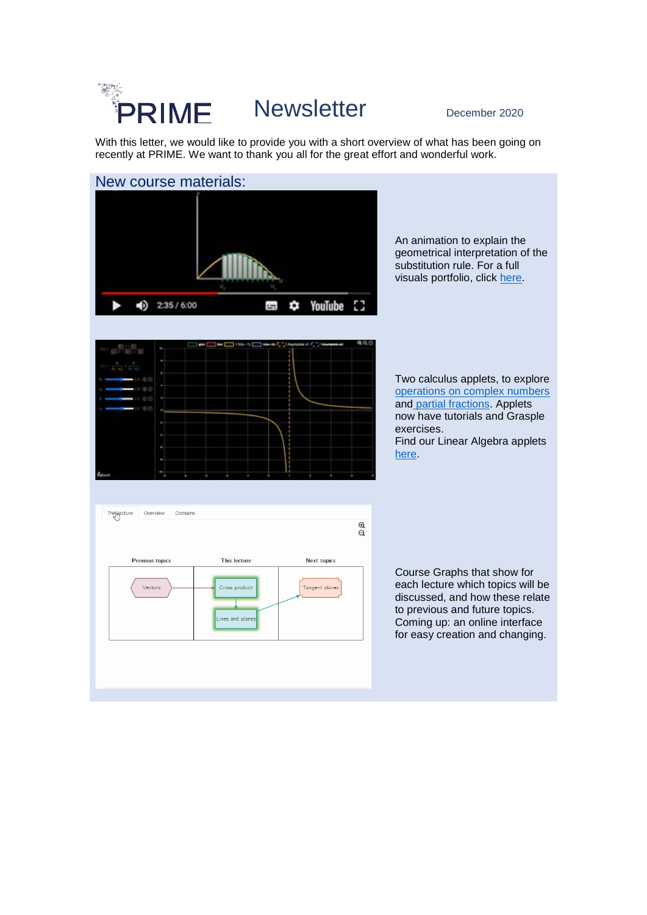# PRIME Newsletter

December 2020

With this letter, we would like to provide you with a short overview of what has been going on recently at PRIME. We want to thank you all for the great effort and wonderful work.

## New course materials:

An animation to explain the geometrical interpretation of the substitution rule. For a full visuals portfolio, click here.

Two calculus applets, to explore operations on complex numbers and partial fractions. Applets now have tutorials and Grasple exercises.
Find our Linear Algebra applets here.

Course Graphs that show for each lecture which topics will be discussed, and how these relate to previous and future topics. Coming up: an online interface for easy creation and changing.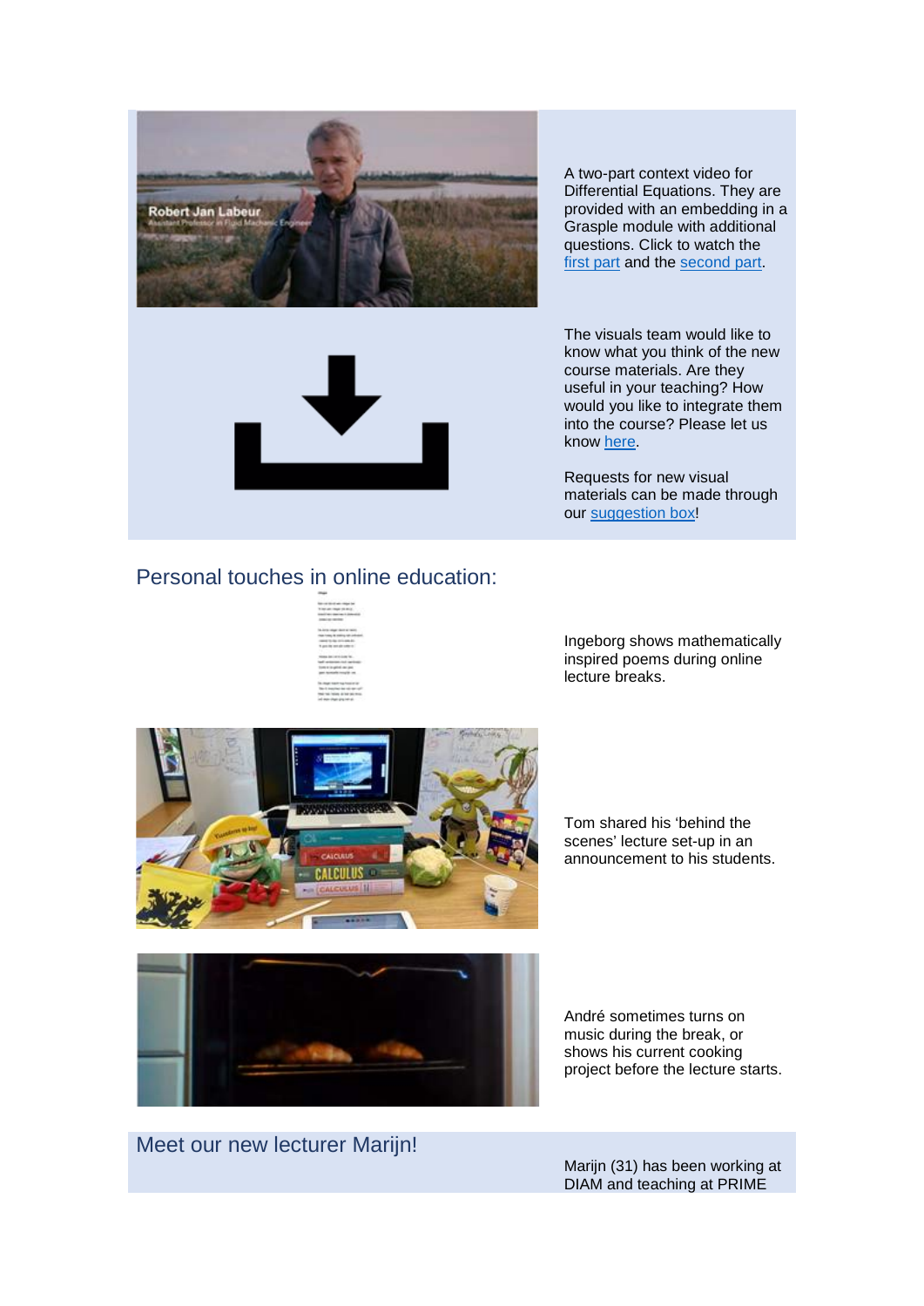A two-part context video for Differential Equations. They are provided with an embedding in a Grasple module with additional questions. Click to watch the first part and the second part.

The visuals team would like to know what you think of the new course materials. Are they useful in your teaching? How would you like to integrate them into the course? Please let us know here.

Requests for new visual materials can be made through our suggestion box!

## Personal touches in online education:

Ingeborg shows mathematically inspired poems during online lecture breaks.

Tom shared his ‘behind the scenes’ lecture set-up in an announcement to his students.

André sometimes turns on music during the break, or shows his current cooking project before the lecture starts.

## Meet our new lecturer Marijn!

Marijn (31) has been working at DIAM and teaching at PRIME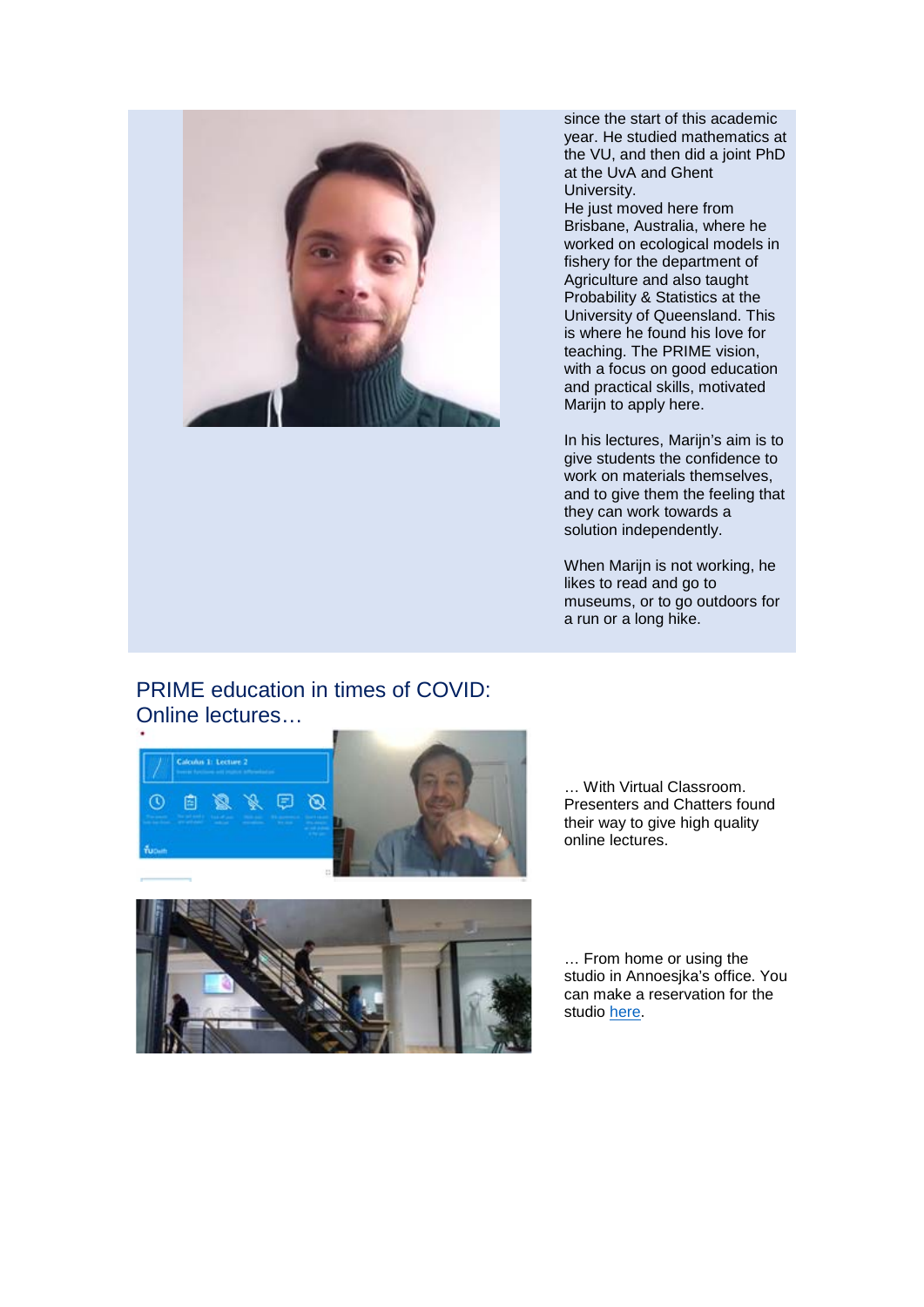since the start of this academic year. He studied mathematics at the VU, and then did a joint PhD at the UvA and Ghent University.
He just moved here from Brisbane, Australia, where he worked on ecological models in fishery for the department of Agriculture and also taught Probability & Statistics at the University of Queensland. This is where he found his love for teaching. The PRIME vision, with a focus on good education and practical skills, motivated Marijn to apply here.

In his lectures, Marijn's aim is to give students the confidence to work on materials themselves, and to give them the feeling that they can work towards a solution independently.

When Marijn is not working, he likes to read and go to museums, or to go outdoors for a run or a long hike.

## PRIME education in times of COVID: Online lectures…

… With Virtual Classroom. Presenters and Chatters found their way to give high quality online lectures.

… From home or using the studio in Annoesjka's office. You can make a reservation for the studio here.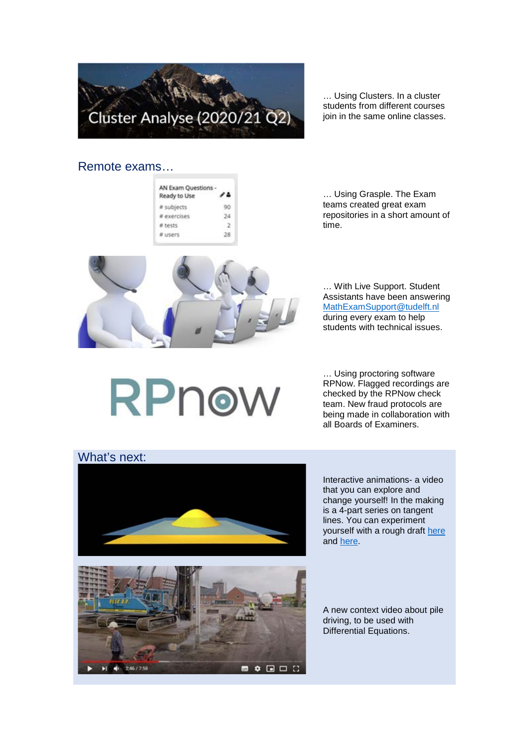… Using Clusters. In a cluster students from different courses join in the same online classes.

## Remote exams…

… Using Grasple. The Exam teams created great exam repositories in a short amount of time.

… With Live Support. Student Assistants have been answering MathExamSupport@tudelft.nl during every exam to help students with technical issues.

… Using proctoring software RPNow. Flagged recordings are checked by the RPNow check team. New fraud protocols are being made in collaboration with all Boards of Examiners.

## What's next:

Interactive animations- a video that you can explore and change yourself! In the making is a 4-part series on tangent lines. You can experiment yourself with a rough draft here and here.

A new context video about pile driving, to be used with Differential Equations.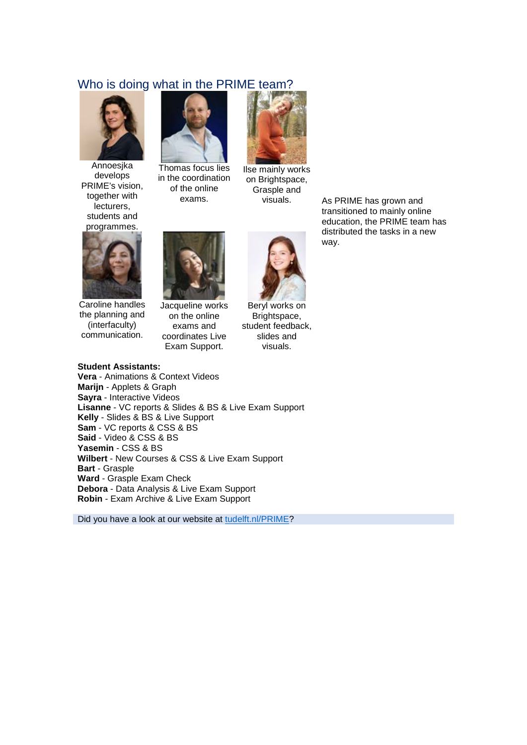## Who is doing what in the PRIME team?

Annoesjka develops PRIME's vision, together with lecturers, students and programmes.

Thomas focus lies in the coordination of the online exams.

Ilse mainly works on Brightspace, Grasple and visuals.

As PRIME has grown and transitioned to mainly online education, the PRIME team has distributed the tasks in a new way.

Caroline handles the planning and (interfaculty) communication.

Jacqueline works on the online exams and coordinates Live Exam Support.

Beryl works on Brightspace, student feedback, slides and visuals.

**Student Assistants:**
**Vera** - Animations & Context Videos
**Marijn** - Applets & Graph
**Sayra** - Interactive Videos
**Lisanne** - VC reports & Slides & BS & Live Exam Support
**Kelly** - Slides & BS & Live Support
**Sam** - VC reports & CSS & BS
**Said** - Video & CSS & BS
**Yasemin** - CSS & BS
**Wilbert** - New Courses & CSS & Live Exam Support
**Bart** - Grasple
**Ward** - Grasple Exam Check
**Debora** - Data Analysis & Live Exam Support
**Robin** - Exam Archive & Live Exam Support

Did you have a look at our website at [tudelft.nl/PRIME](tudelft.nl/PRIME)?